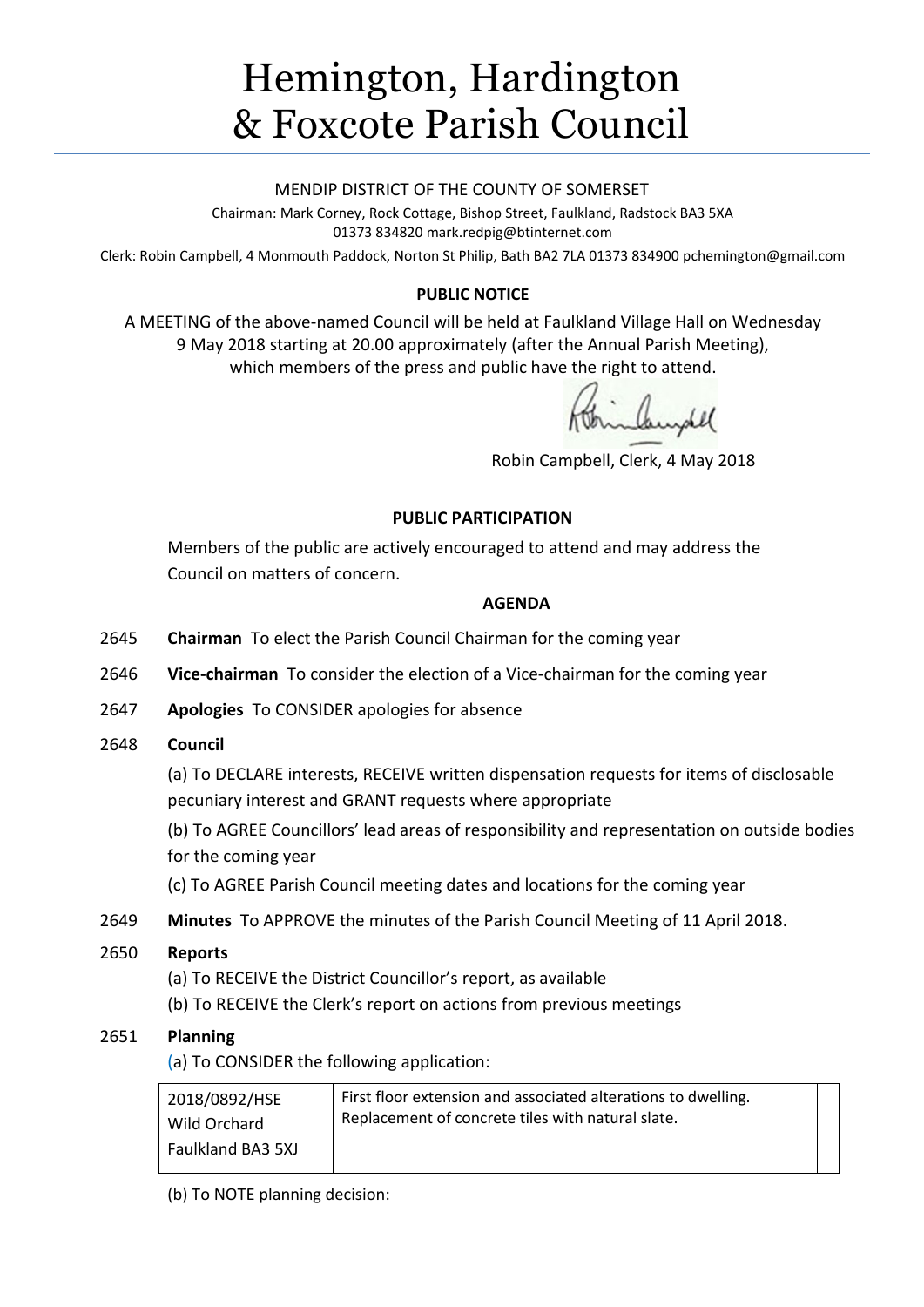# Hemington, Hardington & Foxcote Parish Council

MENDIP DISTRICT OF THE COUNTY OF SOMERSET

Chairman: Mark Corney, Rock Cottage, Bishop Street, Faulkland, Radstock BA3 5XA
01373 834820 mark.redpig@btinternet.com

Clerk: Robin Campbell, 4 Monmouth Paddock, Norton St Philip, Bath BA2 7LA 01373 834900 pchemington@gmail.com

**PUBLIC NOTICE**

A MEETING of the above-named Council will be held at Faulkland Village Hall on Wednesday 9 May 2018 starting at 20.00 approximately (after the Annual Parish Meeting), which members of the press and public have the right to attend.

Robin Campbell, Clerk, 4 May 2018

**PUBLIC PARTICIPATION**

Members of the public are actively encouraged to attend and may address the Council on matters of concern.

**AGENDA**

2645 **Chairman** To elect the Parish Council Chairman for the coming year

2646 **Vice-chairman** To consider the election of a Vice-chairman for the coming year

2647 **Apologies** To CONSIDER apologies for absence

2648 **Council**

(a) To DECLARE interests, RECEIVE written dispensation requests for items of disclosable pecuniary interest and GRANT requests where appropriate

(b) To AGREE Councillors' lead areas of responsibility and representation on outside bodies for the coming year

(c) To AGREE Parish Council meeting dates and locations for the coming year

2649 **Minutes** To APPROVE the minutes of the Parish Council Meeting of 11 April 2018.

2650 **Reports**

(a) To RECEIVE the District Councillor's report, as available

(b) To RECEIVE the Clerk's report on actions from previous meetings

2651 **Planning**

(a) To CONSIDER the following application:

| | | |
|---|---|---|
| 2018/0892/HSE<br>Wild Orchard<br>Faulkland BA3 5XJ | First floor extension and associated alterations to dwelling. Replacement of concrete tiles with natural slate. | |

(b) To NOTE planning decision: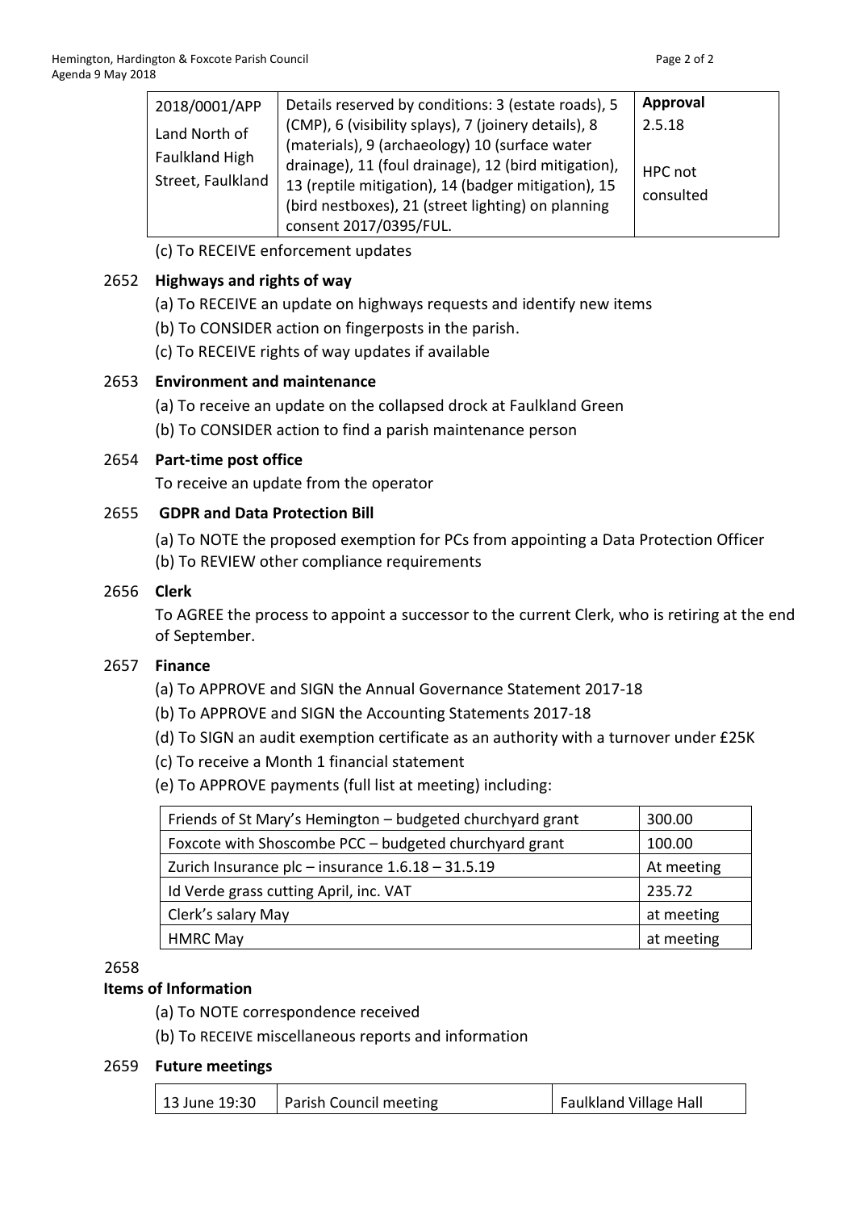| | | |
|---|---|---|
| 2018/0001/APP<br>Land North of Faulkland High Street, Faulkland | Details reserved by conditions: 3 (estate roads), 5 (CMP), 6 (visibility splays), 7 (joinery details), 8 (materials), 9 (archaeology) 10 (surface water drainage), 11 (foul drainage), 12 (bird mitigation), 13 (reptile mitigation), 14 (badger mitigation), 15 (bird nestboxes), 21 (street lighting) on planning consent 2017/0395/FUL. | **Approval**<br>2.5.18<br><br>HPC not consulted |

(c) To RECEIVE enforcement updates

## 2652 Highways and rights of way

(a) To RECEIVE an update on highways requests and identify new items

(b) To CONSIDER action on fingerposts in the parish.

(c) To RECEIVE rights of way updates if available

## 2653 Environment and maintenance

(a) To receive an update on the collapsed drock at Faulkland Green

(b) To CONSIDER action to find a parish maintenance person

## 2654 Part-time post office

To receive an update from the operator

## 2655 GDPR and Data Protection Bill

(a) To NOTE the proposed exemption for PCs from appointing a Data Protection Officer

(b) To REVIEW other compliance requirements

## 2656 Clerk

To AGREE the process to appoint a successor to the current Clerk, who is retiring at the end of September.

## 2657 Finance

(a) To APPROVE and SIGN the Annual Governance Statement 2017-18

(b) To APPROVE and SIGN the Accounting Statements 2017-18

(d) To SIGN an audit exemption certificate as an authority with a turnover under £25K

(c) To receive a Month 1 financial statement

(e) To APPROVE payments (full list at meeting) including:

| | |
|---|---|
| Friends of St Mary's Hemington – budgeted churchyard grant | 300.00 |
| Foxcote with Shoscombe PCC – budgeted churchyard grant | 100.00 |
| Zurich Insurance plc – insurance 1.6.18 – 31.5.19 | At meeting |
| Id Verde grass cutting April, inc. VAT | 235.72 |
| Clerk's salary May | at meeting |
| HMRC May | at meeting |

## 2658 Items of Information

(a) To NOTE correspondence received

(b) To RECEIVE miscellaneous reports and information

## 2659 Future meetings

| | | |
|---|---|---|
| 13 June 19:30 | Parish Council meeting | Faulkland Village Hall |